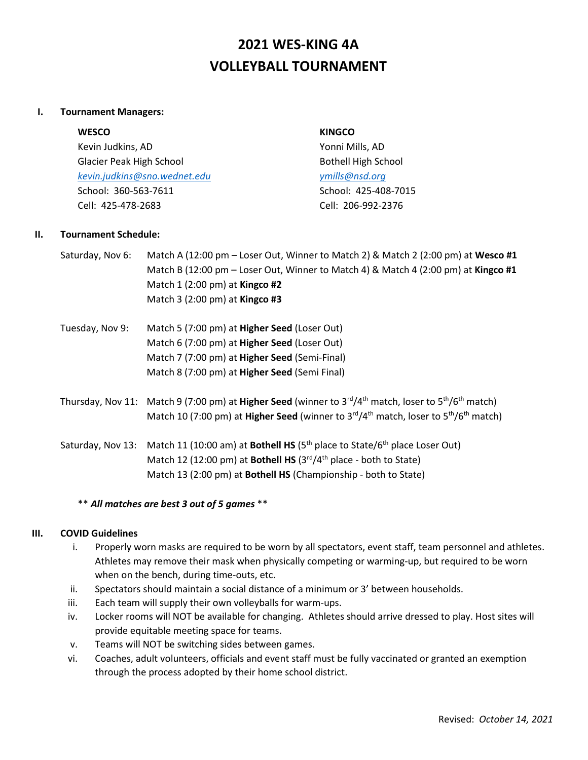# 2021 WES-KING 4A
# VOLLEYBALL TOURNAMENT

## I. Tournament Managers:

**WESCO**
Kevin Judkins, AD
Glacier Peak High School
*kevin.judkins@sno.wednet.edu*
School: 360-563-7611
Cell: 425-478-2683

**KINGCO**
Yonni Mills, AD
Bothell High School
*ymills@nsd.org*
School: 425-408-7015
Cell: 206-992-2376

## II. Tournament Schedule:

Saturday, Nov 6:
- Match A (12:00 pm – Loser Out, Winner to Match 2) & Match 2 (2:00 pm) at **Wesco #1**
- Match B (12:00 pm – Loser Out, Winner to Match 4) & Match 4 (2:00 pm) at **Kingco #1**
- Match 1 (2:00 pm) at **Kingco #2**
- Match 3 (2:00 pm) at **Kingco #3**

Tuesday, Nov 9:
- Match 5 (7:00 pm) at **Higher Seed** (Loser Out)
- Match 6 (7:00 pm) at **Higher Seed** (Loser Out)
- Match 7 (7:00 pm) at **Higher Seed** (Semi-Final)
- Match 8 (7:00 pm) at **Higher Seed** (Semi Final)

Thursday, Nov 11:
- Match 9 (7:00 pm) at **Higher Seed** (winner to 3rd/4th match, loser to 5th/6th match)
- Match 10 (7:00 pm) at **Higher Seed** (winner to 3rd/4th match, loser to 5th/6th match)

Saturday, Nov 13:
- Match 11 (10:00 am) at **Bothell HS** (5th place to State/6th place Loser Out)
- Match 12 (12:00 pm) at **Bothell HS** (3rd/4th place - both to State)
- Match 13 (2:00 pm) at **Bothell HS** (Championship - both to State)

** ***All matches are best 3 out of 5 games*** **

## III. COVID Guidelines

i. Properly worn masks are required to be worn by all spectators, event staff, team personnel and athletes. Athletes may remove their mask when physically competing or warming-up, but required to be worn when on the bench, during time-outs, etc.

ii. Spectators should maintain a social distance of a minimum or 3' between households.

iii. Each team will supply their own volleyballs for warm-ups.

iv. Locker rooms will NOT be available for changing. Athletes should arrive dressed to play. Host sites will provide equitable meeting space for teams.

v. Teams will NOT be switching sides between games.

vi. Coaches, adult volunteers, officials and event staff must be fully vaccinated or granted an exemption through the process adopted by their home school district.

Revised: *October 14, 2021*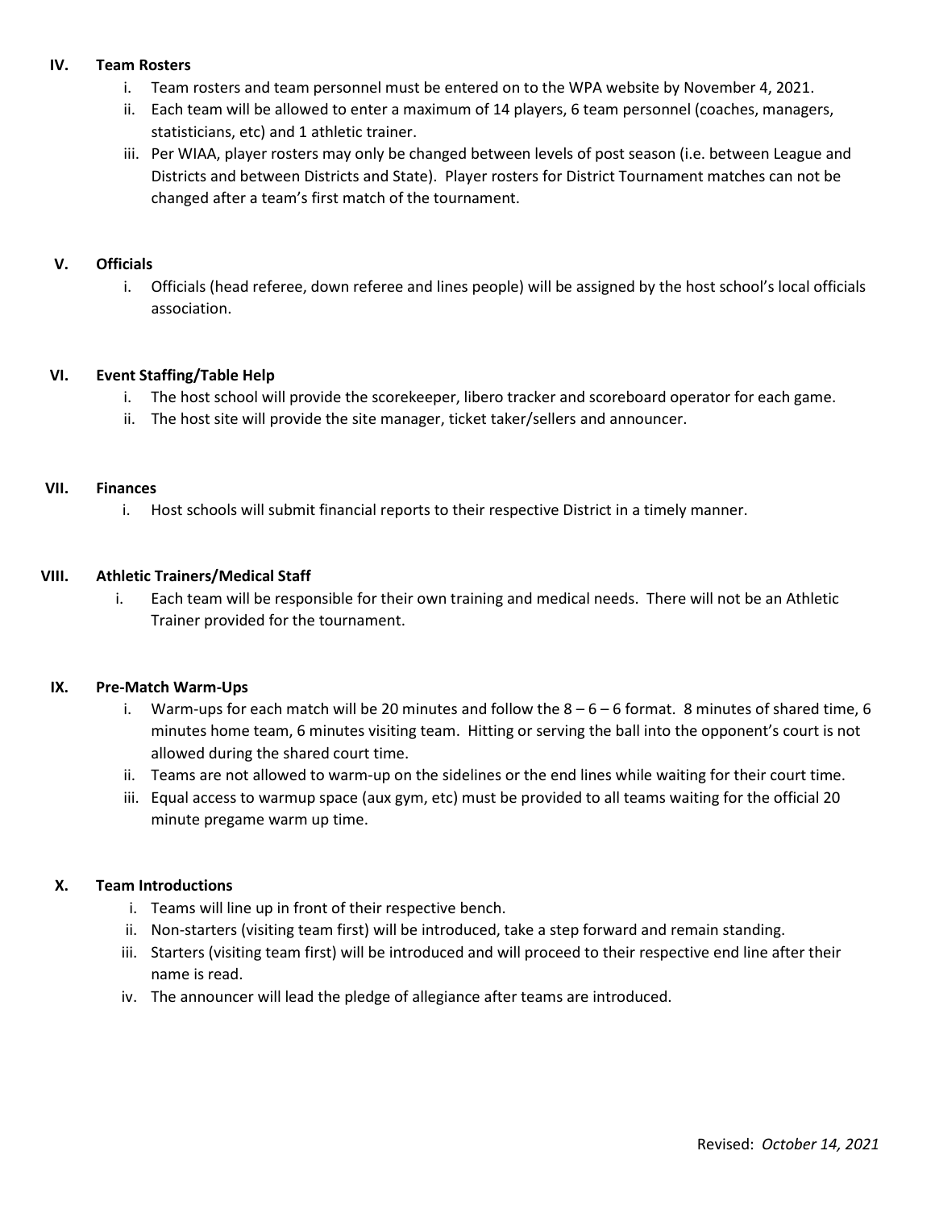## IV. Team Rosters

i. Team rosters and team personnel must be entered on to the WPA website by November 4, 2021.

ii. Each team will be allowed to enter a maximum of 14 players, 6 team personnel (coaches, managers, statisticians, etc) and 1 athletic trainer.

iii. Per WIAA, player rosters may only be changed between levels of post season (i.e. between League and Districts and between Districts and State). Player rosters for District Tournament matches can not be changed after a team's first match of the tournament.

## V. Officials

i. Officials (head referee, down referee and lines people) will be assigned by the host school's local officials association.

## VI. Event Staffing/Table Help

i. The host school will provide the scorekeeper, libero tracker and scoreboard operator for each game.

ii. The host site will provide the site manager, ticket taker/sellers and announcer.

## VII. Finances

i. Host schools will submit financial reports to their respective District in a timely manner.

## VIII. Athletic Trainers/Medical Staff

i. Each team will be responsible for their own training and medical needs. There will not be an Athletic Trainer provided for the tournament.

## IX. Pre-Match Warm-Ups

i. Warm-ups for each match will be 20 minutes and follow the 8 – 6 – 6 format. 8 minutes of shared time, 6 minutes home team, 6 minutes visiting team. Hitting or serving the ball into the opponent's court is not allowed during the shared court time.

ii. Teams are not allowed to warm-up on the sidelines or the end lines while waiting for their court time.

iii. Equal access to warmup space (aux gym, etc) must be provided to all teams waiting for the official 20 minute pregame warm up time.

## X. Team Introductions

i. Teams will line up in front of their respective bench.

ii. Non-starters (visiting team first) will be introduced, take a step forward and remain standing.

iii. Starters (visiting team first) will be introduced and will proceed to their respective end line after their name is read.

iv. The announcer will lead the pledge of allegiance after teams are introduced.

Revised: *October 14, 2021*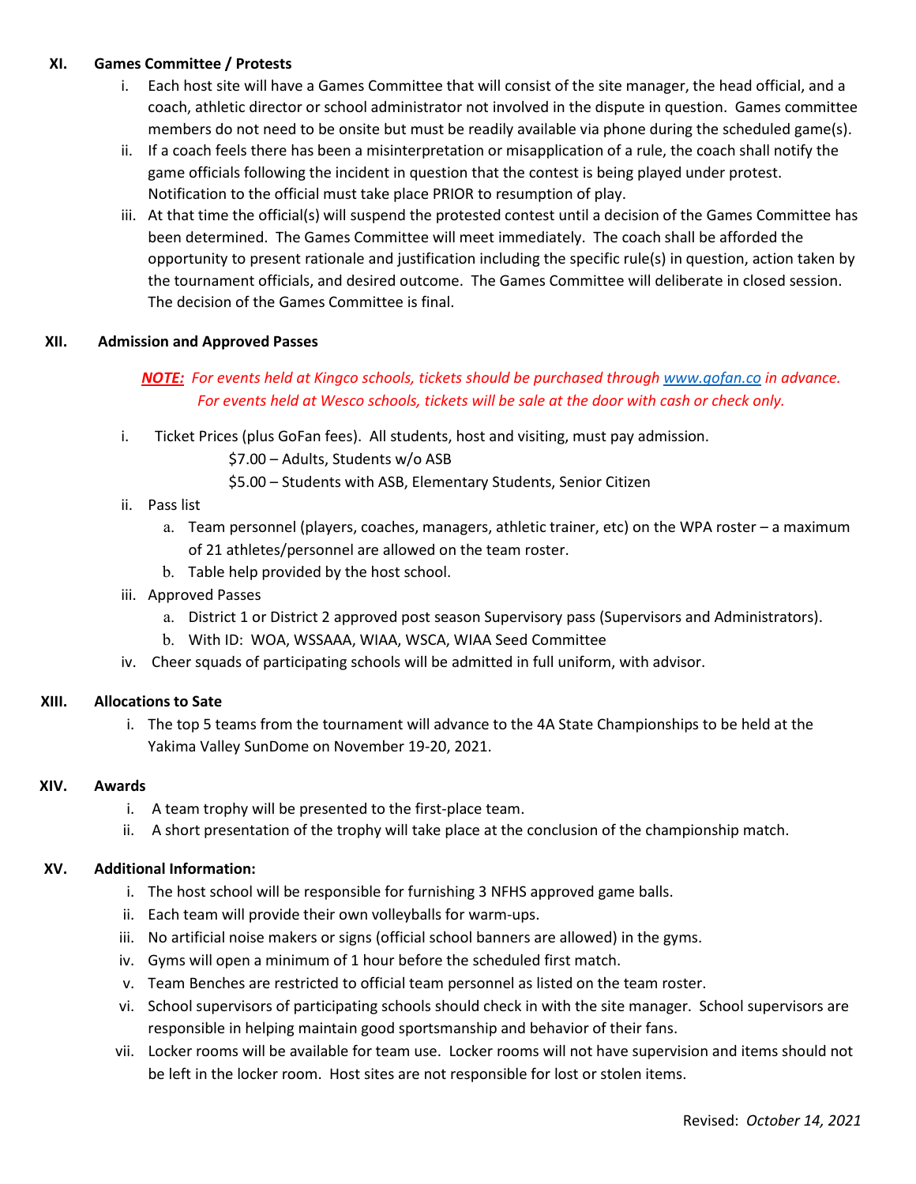## XI. Games Committee / Protests

i. Each host site will have a Games Committee that will consist of the site manager, the head official, and a coach, athletic director or school administrator not involved in the dispute in question. Games committee members do not need to be onsite but must be readily available via phone during the scheduled game(s).

ii. If a coach feels there has been a misinterpretation or misapplication of a rule, the coach shall notify the game officials following the incident in question that the contest is being played under protest. Notification to the official must take place PRIOR to resumption of play.

iii. At that time the official(s) will suspend the protested contest until a decision of the Games Committee has been determined. The Games Committee will meet immediately. The coach shall be afforded the opportunity to present rationale and justification including the specific rule(s) in question, action taken by the tournament officials, and desired outcome. The Games Committee will deliberate in closed session. The decision of the Games Committee is final.

## XII. Admission and Approved Passes

***NOTE:*** *For events held at Kingco schools, tickets should be purchased through [www.gofan.co](http://www.gofan.co) in advance. For events held at Wesco schools, tickets will be sale at the door with cash or check only.*

i. Ticket Prices (plus GoFan fees). All students, host and visiting, must pay admission.

  $7.00 – Adults, Students w/o ASB

  $5.00 – Students with ASB, Elementary Students, Senior Citizen

ii. Pass list

  a. Team personnel (players, coaches, managers, athletic trainer, etc) on the WPA roster – a maximum of 21 athletes/personnel are allowed on the team roster.

  b. Table help provided by the host school.

iii. Approved Passes

  a. District 1 or District 2 approved post season Supervisory pass (Supervisors and Administrators).

  b. With ID: WOA, WSSAAA, WIAA, WSCA, WIAA Seed Committee

iv. Cheer squads of participating schools will be admitted in full uniform, with advisor.

## XIII. Allocations to Sate

i. The top 5 teams from the tournament will advance to the 4A State Championships to be held at the Yakima Valley SunDome on November 19-20, 2021.

## XIV. Awards

i. A team trophy will be presented to the first-place team.

ii. A short presentation of the trophy will take place at the conclusion of the championship match.

## XV. Additional Information:

i. The host school will be responsible for furnishing 3 NFHS approved game balls.

ii. Each team will provide their own volleyballs for warm-ups.

iii. No artificial noise makers or signs (official school banners are allowed) in the gyms.

iv. Gyms will open a minimum of 1 hour before the scheduled first match.

v. Team Benches are restricted to official team personnel as listed on the team roster.

vi. School supervisors of participating schools should check in with the site manager. School supervisors are responsible in helping maintain good sportsmanship and behavior of their fans.

vii. Locker rooms will be available for team use. Locker rooms will not have supervision and items should not be left in the locker room. Host sites are not responsible for lost or stolen items.

Revised: *October 14, 2021*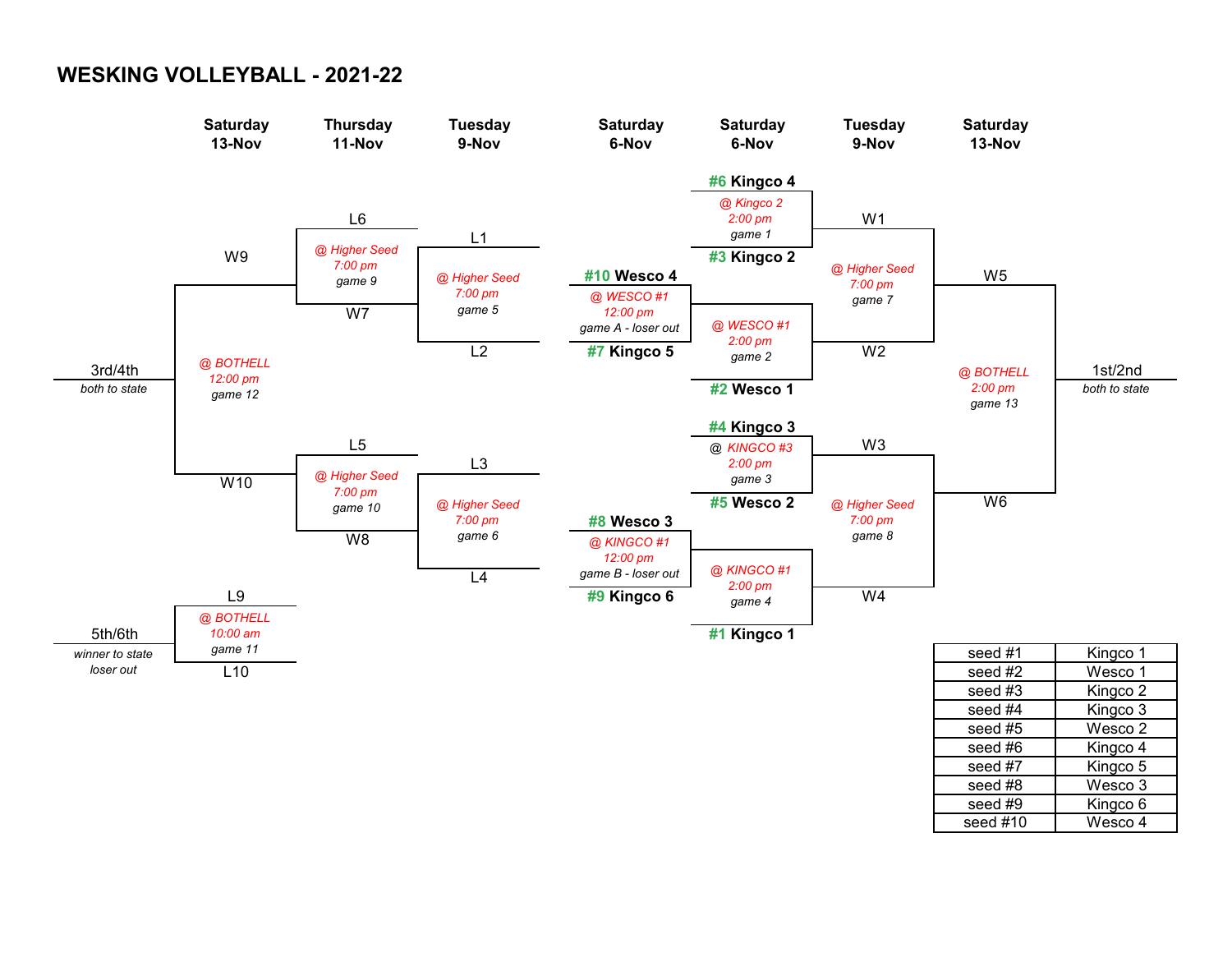# WESKING VOLLEYBALL - 2021-22

**Saturday 13-Nov** | **Thursday 11-Nov** | **Tuesday 9-Nov** | **Saturday 6-Nov** | **Saturday 6-Nov** | **Tuesday 9-Nov** | **Saturday 13-Nov**

**#6 Kingco 4**
*@ Kingco 2*
*2:00 pm*
*game 1*
**#3 Kingco 2**

**#10 Wesco 4**
*@ WESCO #1*
*12:00 pm*
*game A - loser out*
**#7 Kingco 5**

*@ WESCO #1*
*2:00 pm*
*game 2*
**#2 Wesco 1**

**#4 Kingco 3**
*@ KINGCO #3*
*2:00 pm*
*game 3*
**#5 Wesco 2**

**#8 Wesco 3**
*@ KINGCO #1*
*12:00 pm*
*game B - loser out*
**#9 Kingco 6**

*@ KINGCO #1*
*2:00 pm*
*game 4*
**#1 Kingco 1**

W1
*@ Higher Seed*
*7:00 pm*
*game 7*
W2

W3
*@ Higher Seed*
*7:00 pm*
*game 8*
W4

W5
*@ BOTHELL*
*2:00 pm*
*game 13*
W6

1st/2nd
*both to state*

L1
*@ Higher Seed*
*7:00 pm*
*game 5*
L2

L3
*@ Higher Seed*
*7:00 pm*
*game 6*
L4

L6
*@ Higher Seed*
*7:00 pm*
*game 9*
W7

L5
*@ Higher Seed*
*7:00 pm*
*game 10*
W8

W9
*@ BOTHELL*
*12:00 pm*
*game 12*
W10

3rd/4th
*both to state*

L9
*@ BOTHELL*
*10:00 am*
*game 11*
L10

5th/6th
*winner to state*
*loser out*

| | |
|---|---|
| seed #1 | Kingco 1 |
| seed #2 | Wesco 1 |
| seed #3 | Kingco 2 |
| seed #4 | Kingco 3 |
| seed #5 | Wesco 2 |
| seed #6 | Kingco 4 |
| seed #7 | Kingco 5 |
| seed #8 | Wesco 3 |
| seed #9 | Kingco 6 |
| seed #10 | Wesco 4 |